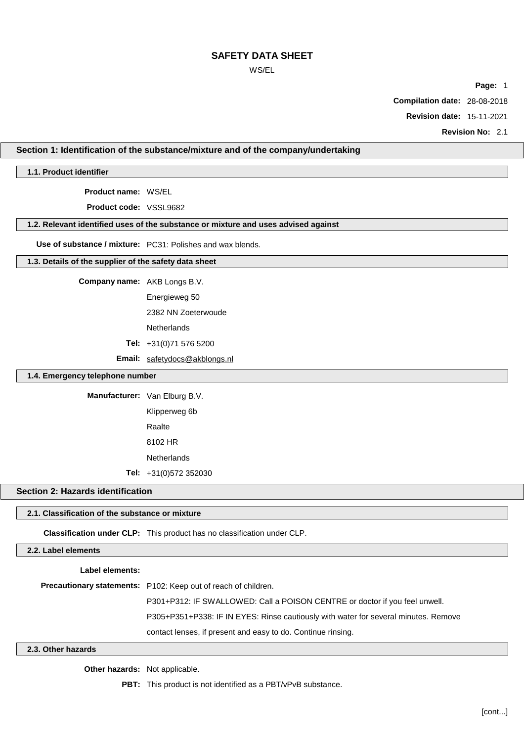# SAFETY DATA SHEET

WS/EL

**Compilation date:** 28-08-2018

**Revision date:** 15-11-2021

**Revision No:** 2.1

## Section 1: Identification of the substance/mixture and of the company/undertaking

### 1.1. Product identifier

**Product name:** WS/EL

**Product code:** VSSL9682

### 1.2. Relevant identified uses of the substance or mixture and uses advised against

**Use of substance / mixture:** PC31: Polishes and wax blends.

### 1.3. Details of the supplier of the safety data sheet

**Company name:** AKB Longs B.V.

Energieweg 50

2382 NN Zoeterwoude

Netherlands

**Tel:** +31(0)71 576 5200

**Email:** safetydocs@akblongs.nl

### 1.4. Emergency telephone number

**Manufacturer:** Van Elburg B.V.

Klipperweg 6b

Raalte

8102 HR

Netherlands

**Tel:** +31(0)572 352030

## Section 2: Hazards identification

### 2.1. Classification of the substance or mixture

**Classification under CLP:** This product has no classification under CLP.

### 2.2. Label elements

**Label elements:**

**Precautionary statements:** P102: Keep out of reach of children.

P301+P312: IF SWALLOWED: Call a POISON CENTRE or doctor if you feel unwell.

P305+P351+P338: IF IN EYES: Rinse cautiously with water for several minutes. Remove contact lenses, if present and easy to do. Continue rinsing.

### 2.3. Other hazards

**Other hazards:** Not applicable.

**PBT:** This product is not identified as a PBT/vPvB substance.

[cont...]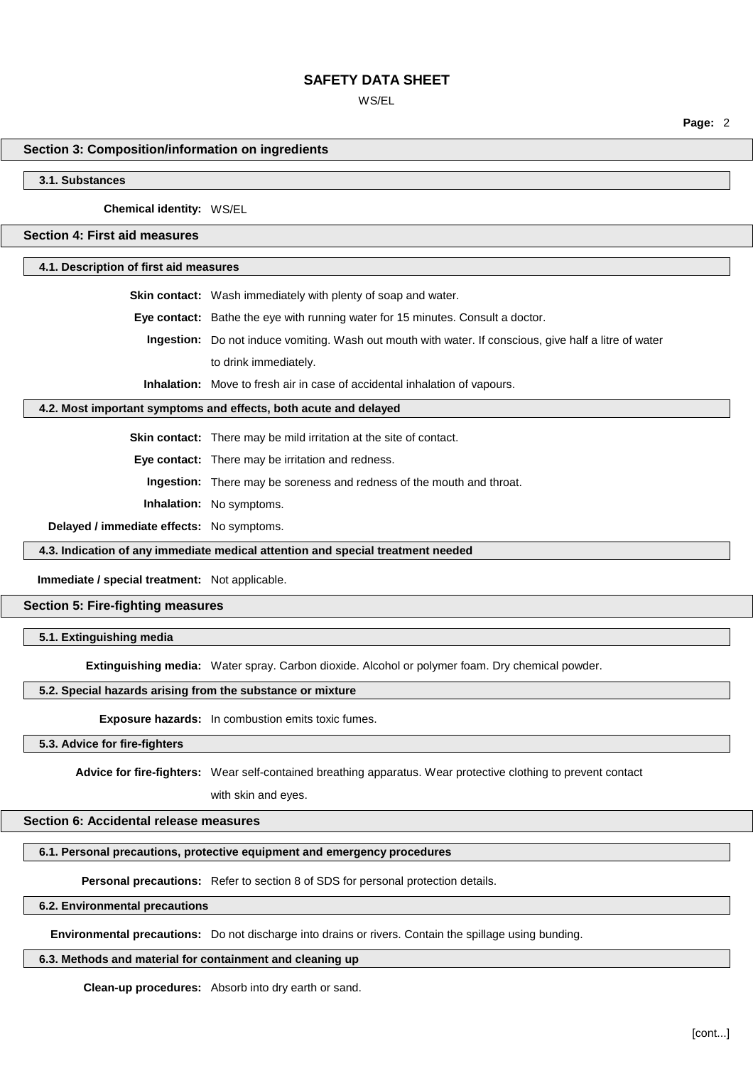## Section 3: Composition/information on ingredients

### 3.1. Substances

**Chemical identity:** WS/EL

## Section 4: First aid measures

### 4.1. Description of first aid measures

**Skin contact:** Wash immediately with plenty of soap and water.

**Eye contact:** Bathe the eye with running water for 15 minutes. Consult a doctor.

**Ingestion:** Do not induce vomiting. Wash out mouth with water. If conscious, give half a litre of water to drink immediately.

**Inhalation:** Move to fresh air in case of accidental inhalation of vapours.

### 4.2. Most important symptoms and effects, both acute and delayed

**Skin contact:** There may be mild irritation at the site of contact.

**Eye contact:** There may be irritation and redness.

**Ingestion:** There may be soreness and redness of the mouth and throat.

**Inhalation:** No symptoms.

**Delayed / immediate effects:** No symptoms.

### 4.3. Indication of any immediate medical attention and special treatment needed

**Immediate / special treatment:** Not applicable.

## Section 5: Fire-fighting measures

### 5.1. Extinguishing media

**Extinguishing media:** Water spray. Carbon dioxide. Alcohol or polymer foam. Dry chemical powder.

### 5.2. Special hazards arising from the substance or mixture

**Exposure hazards:** In combustion emits toxic fumes.

### 5.3. Advice for fire-fighters

**Advice for fire-fighters:** Wear self-contained breathing apparatus. Wear protective clothing to prevent contact with skin and eyes.

## Section 6: Accidental release measures

### 6.1. Personal precautions, protective equipment and emergency procedures

**Personal precautions:** Refer to section 8 of SDS for personal protection details.

### 6.2. Environmental precautions

**Environmental precautions:** Do not discharge into drains or rivers. Contain the spillage using bunding.

### 6.3. Methods and material for containment and cleaning up

**Clean-up procedures:** Absorb into dry earth or sand.

[cont...]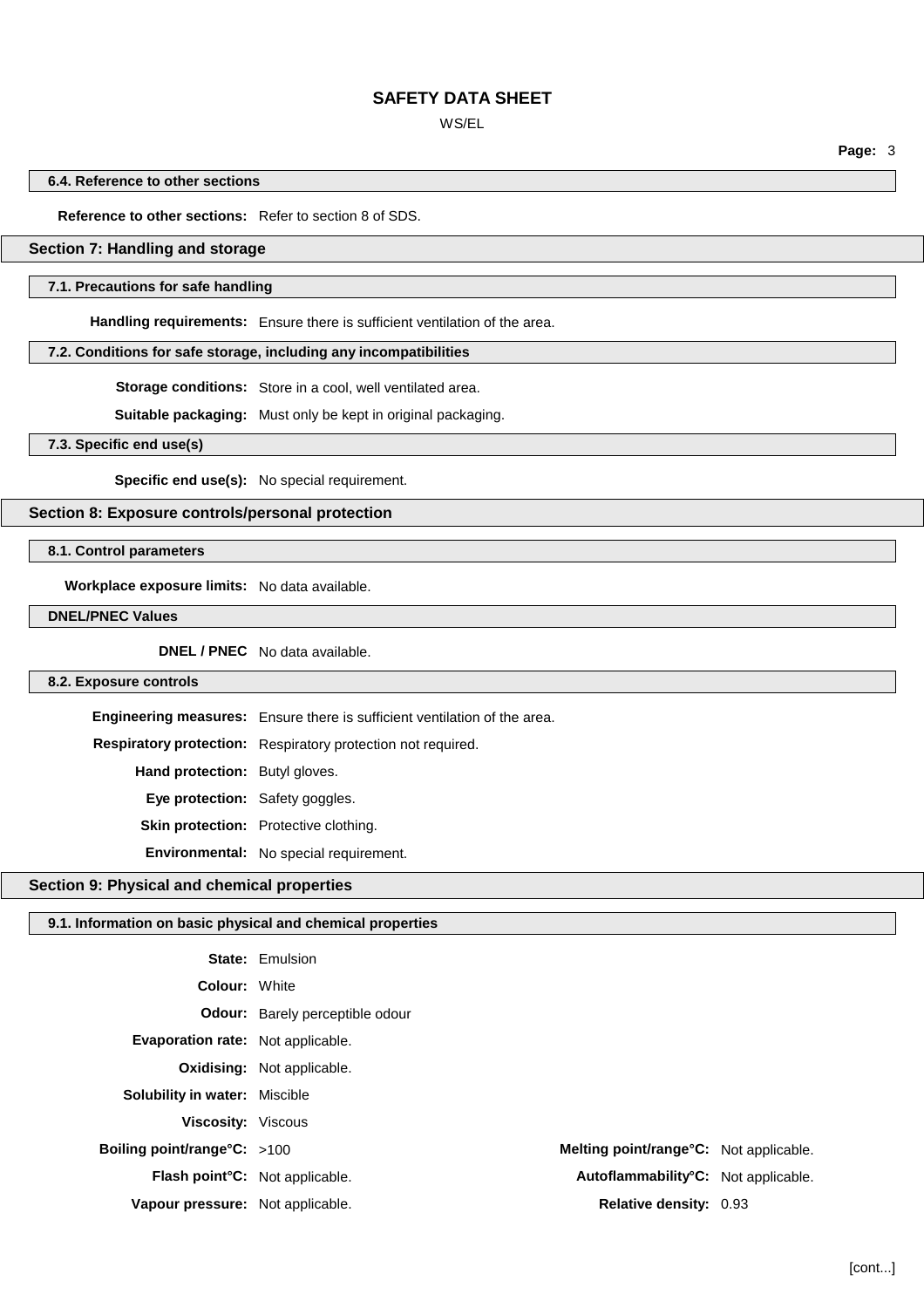### 6.4. Reference to other sections

**Reference to other sections:** Refer to section 8 of SDS.

## Section 7: Handling and storage

### 7.1. Precautions for safe handling

**Handling requirements:** Ensure there is sufficient ventilation of the area.

### 7.2. Conditions for safe storage, including any incompatibilities

**Storage conditions:** Store in a cool, well ventilated area.

**Suitable packaging:** Must only be kept in original packaging.

### 7.3. Specific end use(s)

**Specific end use(s):** No special requirement.

## Section 8: Exposure controls/personal protection

### 8.1. Control parameters

**Workplace exposure limits:** No data available.

### DNEL/PNEC Values

**DNEL / PNEC** No data available.

### 8.2. Exposure controls

**Engineering measures:** Ensure there is sufficient ventilation of the area.

**Respiratory protection:** Respiratory protection not required.

**Hand protection:** Butyl gloves.

**Eye protection:** Safety goggles.

**Skin protection:** Protective clothing.

**Environmental:** No special requirement.

## Section 9: Physical and chemical properties

### 9.1. Information on basic physical and chemical properties

**State:** Emulsion

**Colour:** White

**Odour:** Barely perceptible odour

**Evaporation rate:** Not applicable.

**Oxidising:** Not applicable.

**Solubility in water:** Miscible

**Viscosity:** Viscous

**Boiling point/range°C:** >100

**Melting point/range°C:** Not applicable.

**Flash point°C:** Not applicable.

**Autoflammability°C:** Not applicable.

**Vapour pressure:** Not applicable.

**Relative density:** 0.93

[cont...]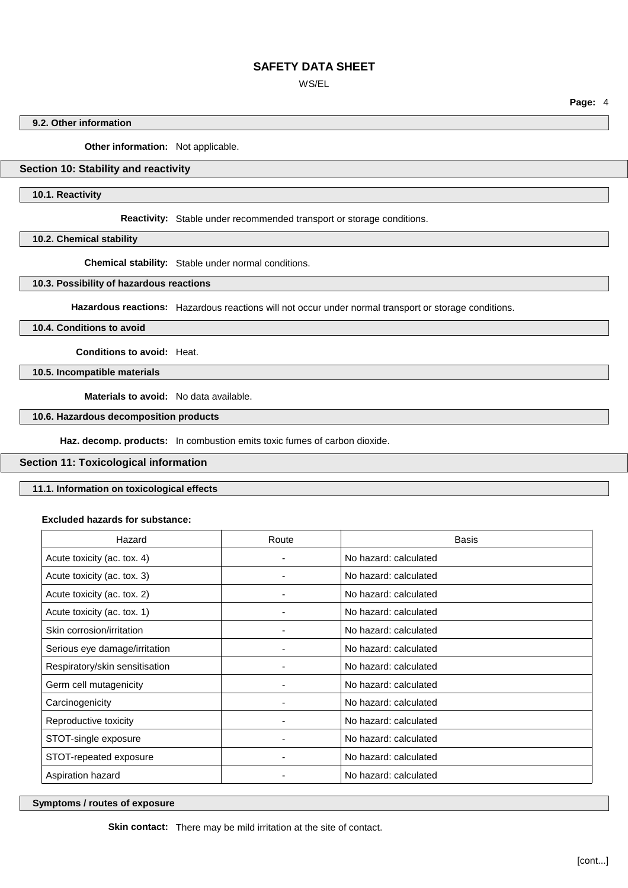### 9.2. Other information

**Other information:** Not applicable.

## Section 10: Stability and reactivity

### 10.1. Reactivity

**Reactivity:** Stable under recommended transport or storage conditions.

### 10.2. Chemical stability

**Chemical stability:** Stable under normal conditions.

### 10.3. Possibility of hazardous reactions

**Hazardous reactions:** Hazardous reactions will not occur under normal transport or storage conditions.

### 10.4. Conditions to avoid

**Conditions to avoid:** Heat.

### 10.5. Incompatible materials

**Materials to avoid:** No data available.

### 10.6. Hazardous decomposition products

**Haz. decomp. products:** In combustion emits toxic fumes of carbon dioxide.

## Section 11: Toxicological information

### 11.1. Information on toxicological effects

**Excluded hazards for substance:**

| Hazard | Route | Basis |
|---|---|---|
| Acute toxicity (ac. tox. 4) | - | No hazard: calculated |
| Acute toxicity (ac. tox. 3) | - | No hazard: calculated |
| Acute toxicity (ac. tox. 2) | - | No hazard: calculated |
| Acute toxicity (ac. tox. 1) | - | No hazard: calculated |
| Skin corrosion/irritation | - | No hazard: calculated |
| Serious eye damage/irritation | - | No hazard: calculated |
| Respiratory/skin sensitisation | - | No hazard: calculated |
| Germ cell mutagenicity | - | No hazard: calculated |
| Carcinogenicity | - | No hazard: calculated |
| Reproductive toxicity | - | No hazard: calculated |
| STOT-single exposure | - | No hazard: calculated |
| STOT-repeated exposure | - | No hazard: calculated |
| Aspiration hazard | - | No hazard: calculated |

### Symptoms / routes of exposure

**Skin contact:** There may be mild irritation at the site of contact.

[cont...]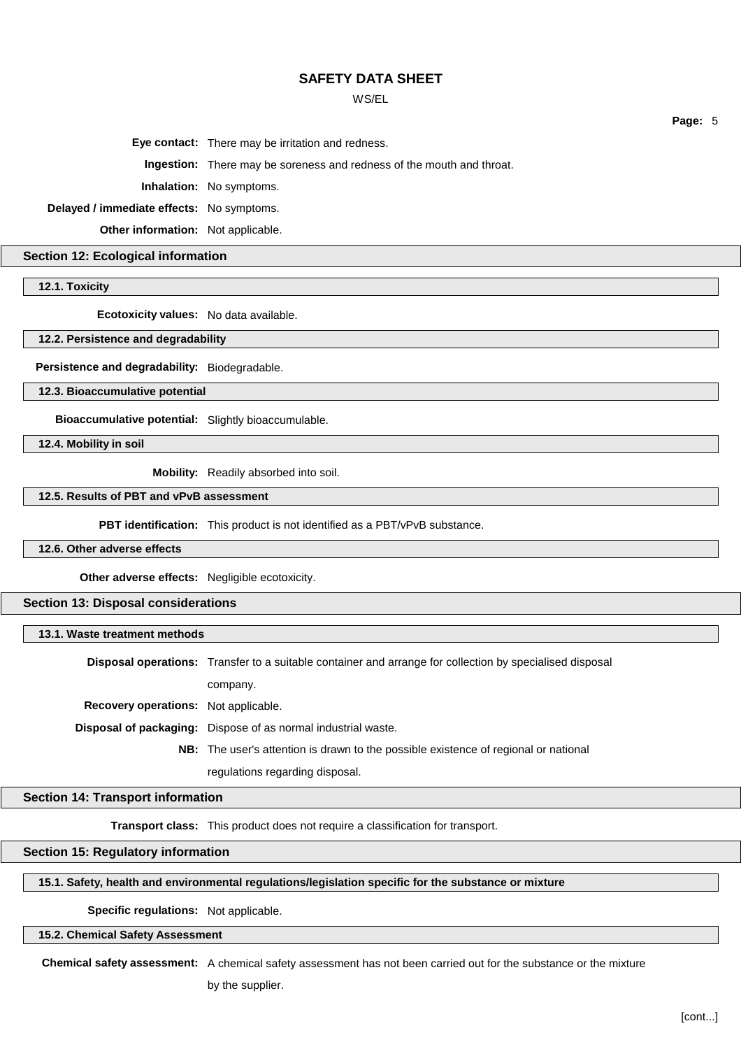**Eye contact:** There may be irritation and redness.

**Ingestion:** There may be soreness and redness of the mouth and throat.

**Inhalation:** No symptoms.

**Delayed / immediate effects:** No symptoms.

**Other information:** Not applicable.

## Section 12: Ecological information

### 12.1. Toxicity

**Ecotoxicity values:** No data available.

### 12.2. Persistence and degradability

**Persistence and degradability:** Biodegradable.

### 12.3. Bioaccumulative potential

**Bioaccumulative potential:** Slightly bioaccumulable.

### 12.4. Mobility in soil

**Mobility:** Readily absorbed into soil.

### 12.5. Results of PBT and vPvB assessment

**PBT identification:** This product is not identified as a PBT/vPvB substance.

### 12.6. Other adverse effects

**Other adverse effects:** Negligible ecotoxicity.

## Section 13: Disposal considerations

### 13.1. Waste treatment methods

**Disposal operations:** Transfer to a suitable container and arrange for collection by specialised disposal company.

**Recovery operations:** Not applicable.

**Disposal of packaging:** Dispose of as normal industrial waste.

**NB:** The user's attention is drawn to the possible existence of regional or national regulations regarding disposal.

## Section 14: Transport information

**Transport class:** This product does not require a classification for transport.

## Section 15: Regulatory information

### 15.1. Safety, health and environmental regulations/legislation specific for the substance or mixture

**Specific regulations:** Not applicable.

### 15.2. Chemical Safety Assessment

**Chemical safety assessment:** A chemical safety assessment has not been carried out for the substance or the mixture by the supplier.

[cont...]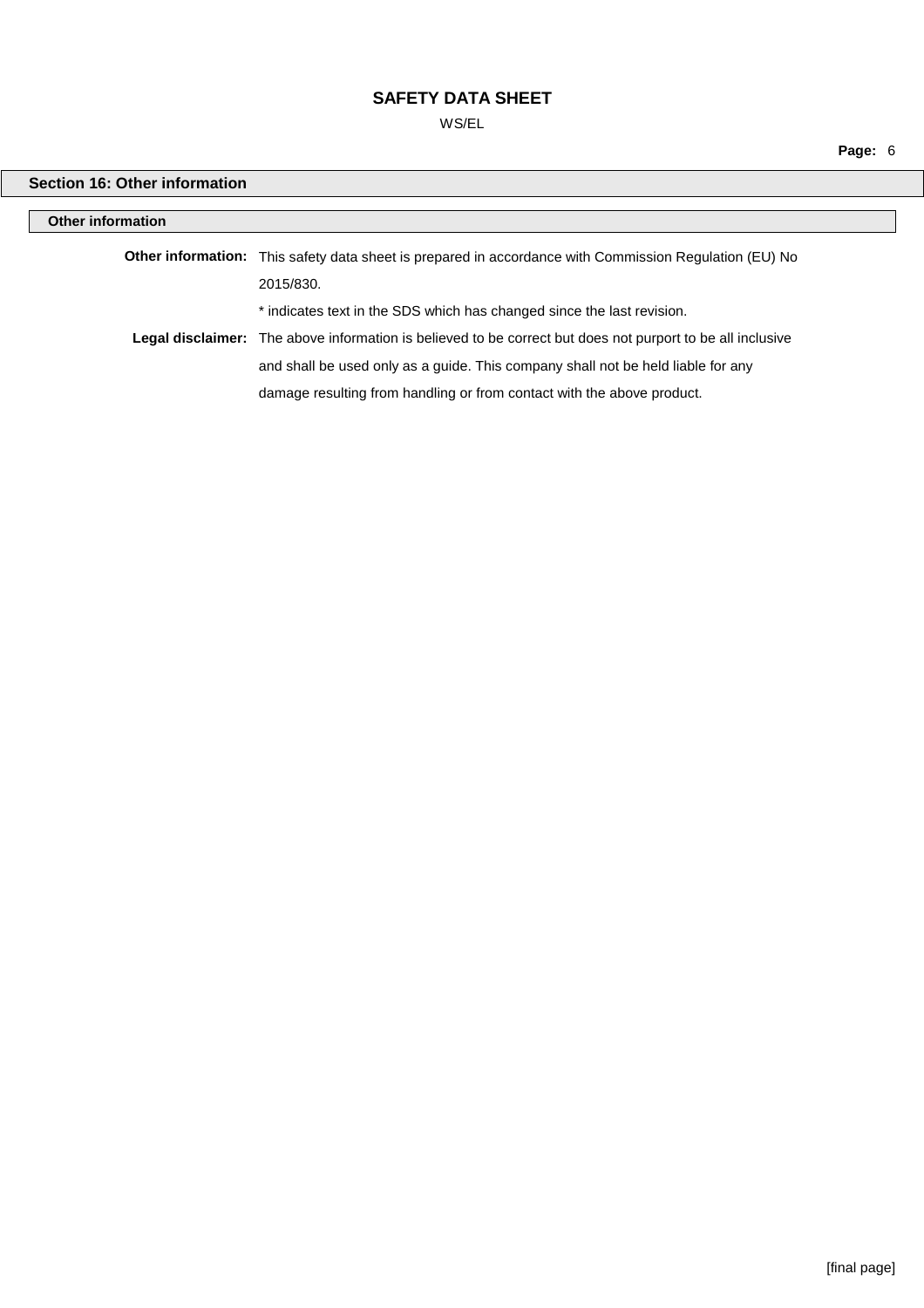## Section 16: Other information

### Other information

**Other information:** This safety data sheet is prepared in accordance with Commission Regulation (EU) No 2015/830.

* indicates text in the SDS which has changed since the last revision.

**Legal disclaimer:** The above information is believed to be correct but does not purport to be all inclusive and shall be used only as a guide. This company shall not be held liable for any damage resulting from handling or from contact with the above product.

[final page]